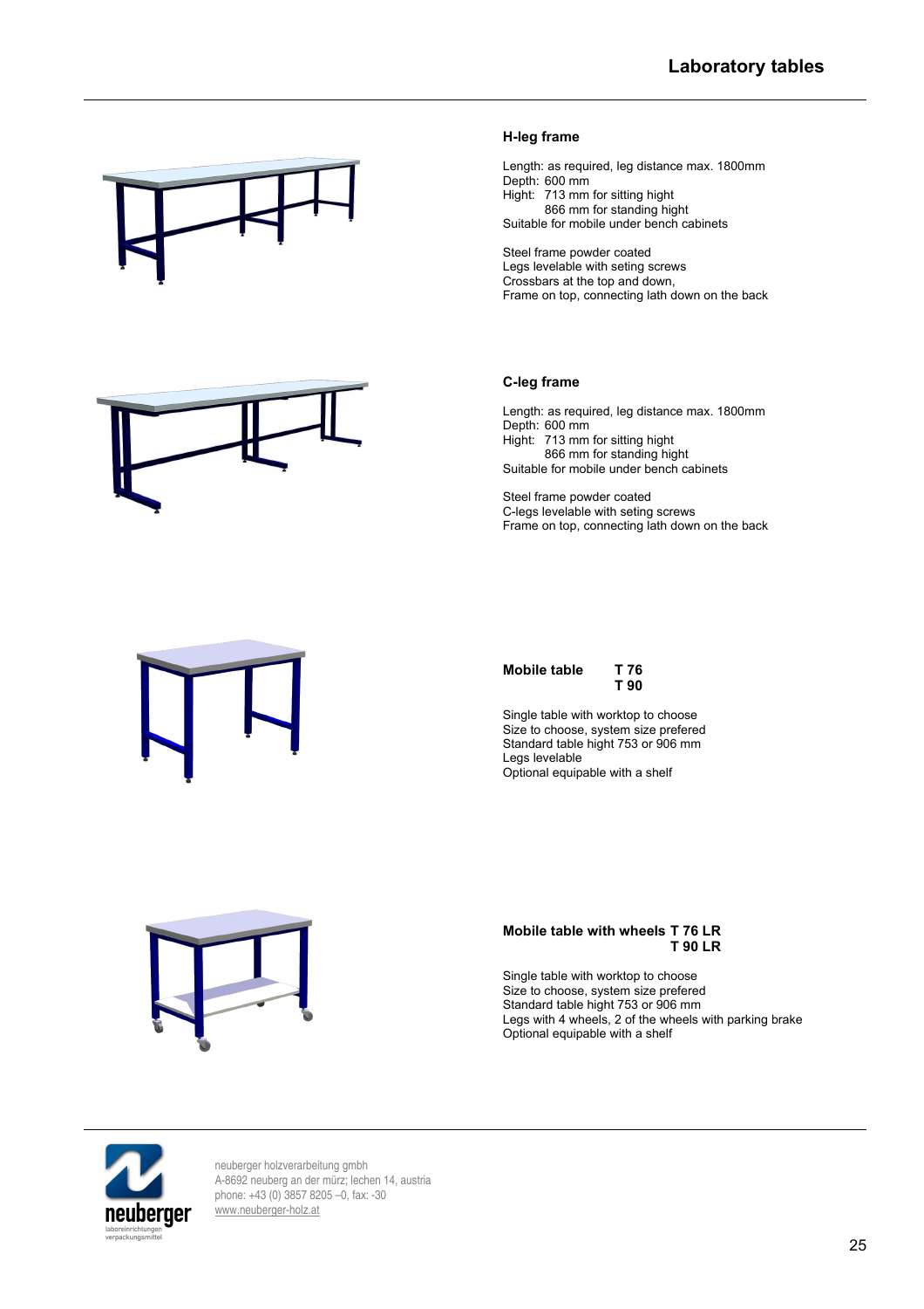# Laboratory tables

## H-leg frame

Length: as required, leg distance max. 1800mm
Depth: 600 mm
Hight: 713 mm for sitting hight
866 mm for standing hight
Suitable for mobile under bench cabinets

Steel frame powder coated
Legs levelable with seting screws
Crossbars at the top and down,
Frame on top, connecting lath down on the back

## C-leg frame

Length: as required, leg distance max. 1800mm
Depth: 600 mm
Hight: 713 mm for sitting hight
866 mm for standing hight
Suitable for mobile under bench cabinets

Steel frame powder coated
C-legs levelable with seting screws
Frame on top, connecting lath down on the back

## Mobile table T 76 T 90

Single table with worktop to choose
Size to choose, system size prefered
Standard table hight 753 or 906 mm
Legs levelable
Optional equipable with a shelf

## Mobile table with wheels T 76 LR T 90 LR

Single table with worktop to choose
Size to choose, system size prefered
Standard table hight 753 or 906 mm
Legs with 4 wheels, 2 of the wheels with parking brake
Optional equipable with a shelf

neuberger holzverarbeitung gmbh
A-8692 neuberg an der mürz; lechen 14, austria
phone: +43 (0) 3857 8205 –0, fax: -30
www.neuberger-holz.at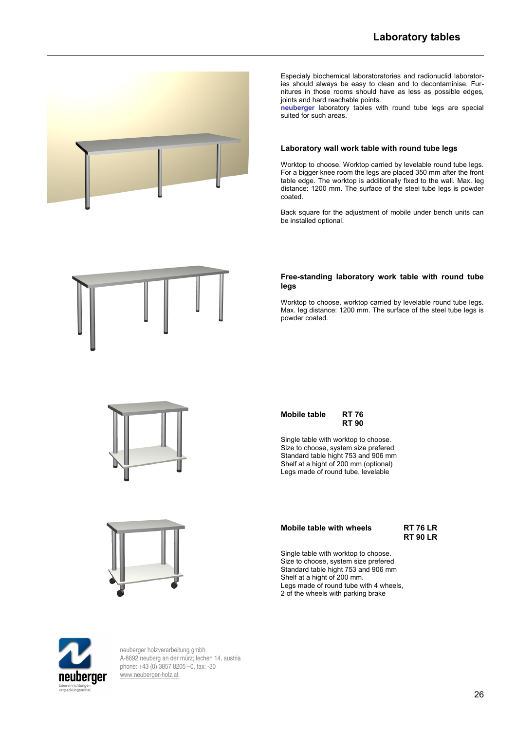# Laboratory tables

Especialy biochemical laboratoratories and radionuclid laboratories should always be easy to clean and to decontaminise. Furnitures in those rooms should have as less as possible edges, joints and hard reachable points.
**neuberger** laboratory tables with round tube legs are special suited for such areas.

### Laboratory wall work table with round tube legs

Worktop to choose. Worktop carried by levelable round tube legs. For a bigger knee room the legs are placed 350 mm after the front table edge. The worktop is additionally fixed to the wall. Max. leg distance: 1200 mm. The surface of the steel tube legs is powder coated.

Back square for the adjustment of mobile under bench units can be installed optional.

### Free-standing laboratory work table with round tube legs

Worktop to choose, worktop carried by levelable round tube legs. Max. leg distance: 1200 mm. The surface of the steel tube legs is powder coated.

### Mobile table RT 76 RT 90

Single table with worktop to choose.
Size to choose, system size prefered
Standard table hight 753 and 906 mm
Shelf at a hight of 200 mm (optional)
Legs made of round tube, levelable

### Mobile table with wheels RT 76 LR RT 90 LR

Single table with worktop to choose.
Size to choose, system size prefered
Standard table hight 753 and 906 mm
Shelf at a hight of 200 mm.
Legs made of round tube with 4 wheels,
2 of the wheels with parking brake

neuberger holzverarbeitung gmbh
A-8692 neuberg an der mürz; lechen 14, austria
phone: +43 (0) 3857 8205 –0, fax: -30
www.neuberger-holz.at